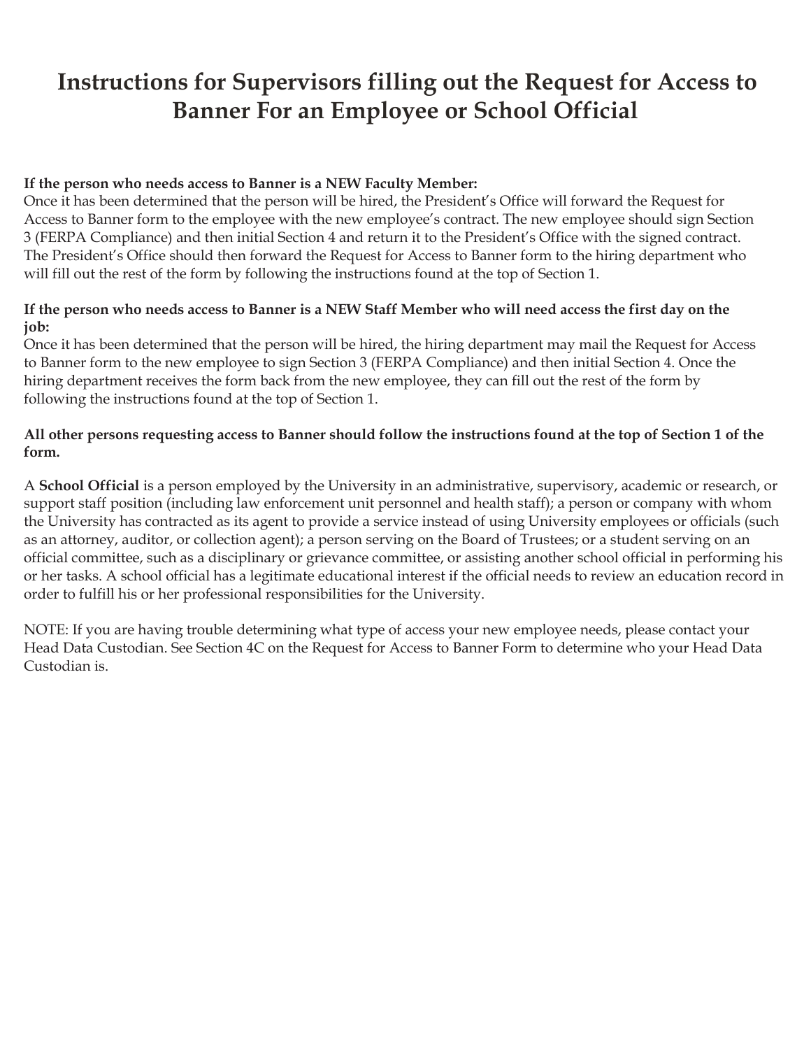# Instructions for Supervisors filling out the Request for Access to Banner For an Employee or School Official

**If the person who needs access to Banner is a NEW Faculty Member:**
Once it has been determined that the person will be hired, the President's Office will forward the Request for Access to Banner form to the employee with the new employee's contract. The new employee should sign Section 3 (FERPA Compliance) and then initial Section 4 and return it to the President's Office with the signed contract. The President's Office should then forward the Request for Access to Banner form to the hiring department who will fill out the rest of the form by following the instructions found at the top of Section 1.

**If the person who needs access to Banner is a NEW Staff Member who will need access the first day on the job:**
Once it has been determined that the person will be hired, the hiring department may mail the Request for Access to Banner form to the new employee to sign Section 3 (FERPA Compliance) and then initial Section 4. Once the hiring department receives the form back from the new employee, they can fill out the rest of the form by following the instructions found at the top of Section 1.

**All other persons requesting access to Banner should follow the instructions found at the top of Section 1 of the form.**

A **School Official** is a person employed by the University in an administrative, supervisory, academic or research, or support staff position (including law enforcement unit personnel and health staff); a person or company with whom the University has contracted as its agent to provide a service instead of using University employees or officials (such as an attorney, auditor, or collection agent); a person serving on the Board of Trustees; or a student serving on an official committee, such as a disciplinary or grievance committee, or assisting another school official in performing his or her tasks. A school official has a legitimate educational interest if the official needs to review an education record in order to fulfill his or her professional responsibilities for the University.

NOTE: If you are having trouble determining what type of access your new employee needs, please contact your Head Data Custodian. See Section 4C on the Request for Access to Banner Form to determine who your Head Data Custodian is.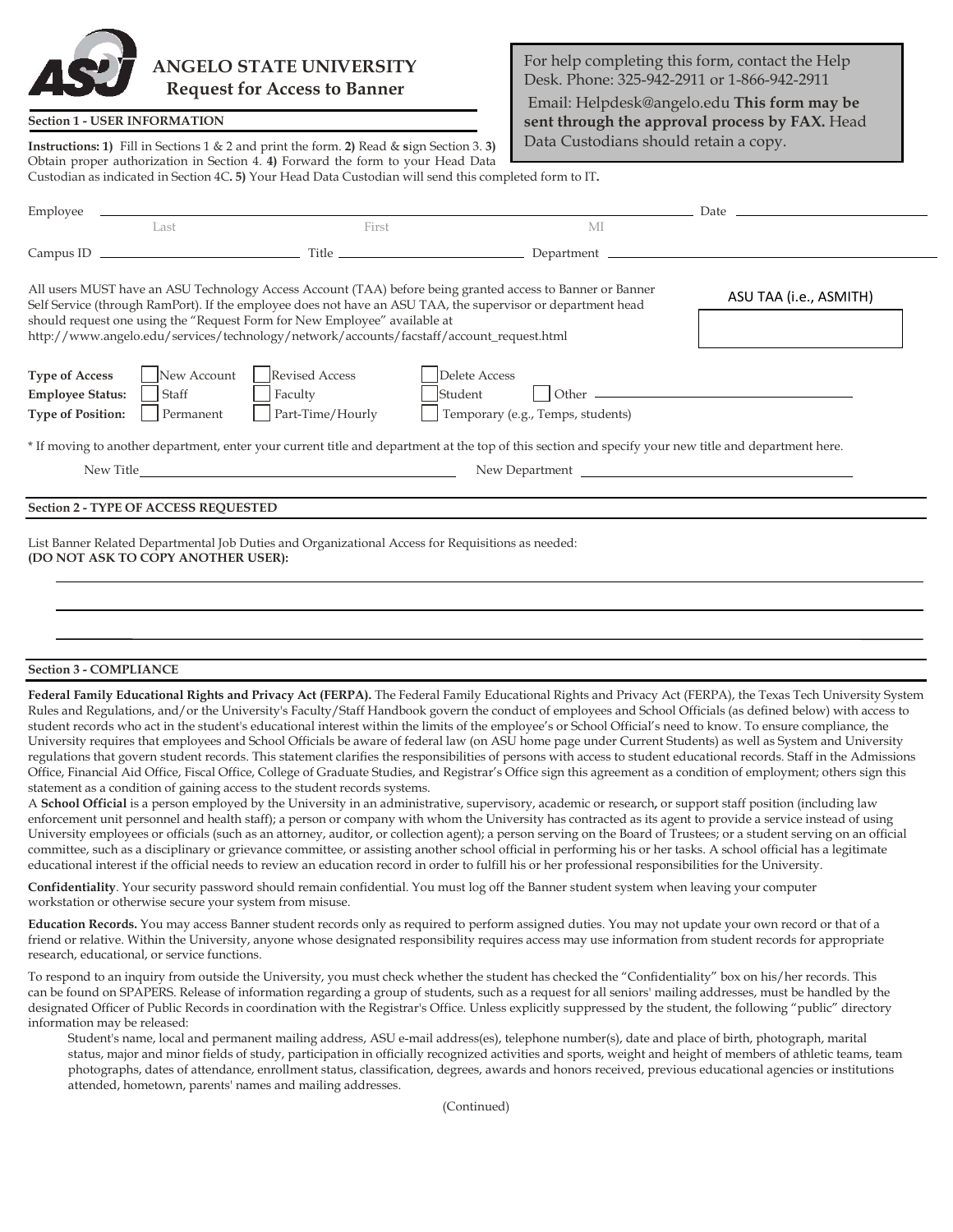# ANGELO STATE UNIVERSITY
## Request for Access to Banner

For help completing this form, contact the Help Desk. Phone: 325-942-2911 or 1-866-942-2911
Email: Helpdesk@angelo.edu **This form may be sent through the approval process by FAX.** Head Data Custodians should retain a copy.

### Section 1 - USER INFORMATION

**Instructions: 1)** Fill in Sections 1 & 2 and print the form. **2)** Read & **s**ign Section 3. **3)** Obtain proper authorization in Section 4. **4)** Forward the form to your Head Data Custodian as indicated in Section 4C**. 5)** Your Head Data Custodian will send this completed form to IT**.**

Employee ______________________________________________ Date ______________
Last    First    MI

Campus ID ______________ Title ______________ Department ______________

All users MUST have an ASU Technology Access Account (TAA) before being granted access to Banner or Banner Self Service (through RamPort). If the employee does not have an ASU TAA, the supervisor or department head should request one using the "Request Form for New Employee" available at http://www.angelo.edu/services/technology/network/accounts/facstaff/account_request.html

ASU TAA (i.e., ASMITH) ______________

**Type of Access** ☐ New Account ☐ Revised Access ☐ Delete Access
**Employee Status:** ☐ Staff ☐ Faculty ☐ Student ☐ Other ______________
**Type of Position:** ☐ Permanent ☐ Part-Time/Hourly ☐ Temporary (e.g., Temps, students)

* If moving to another department, enter your current title and department at the top of this section and specify your new title and department here.

New Title ______________ New Department ______________

### Section 2 - TYPE OF ACCESS REQUESTED

List Banner Related Departmental Job Duties and Organizational Access for Requisitions as needed:
**(DO NOT ASK TO COPY ANOTHER USER):**

______________________________________________

______________________________________________

______________________________________________

### Section 3 - COMPLIANCE

**Federal Family Educational Rights and Privacy Act (FERPA).** The Federal Family Educational Rights and Privacy Act (FERPA), the Texas Tech University System Rules and Regulations, and/or the University's Faculty/Staff Handbook govern the conduct of employees and School Officials (as defined below) with access to student records who act in the student's educational interest within the limits of the employee's or School Official's need to know. To ensure compliance, the University requires that employees and School Officials be aware of federal law (on ASU home page under Current Students) as well as System and University regulations that govern student records. This statement clarifies the responsibilities of persons with access to student educational records. Staff in the Admissions Office, Financial Aid Office, Fiscal Office, College of Graduate Studies, and Registrar's Office sign this agreement as a condition of employment; others sign this statement as a condition of gaining access to the student records systems.

A **School Official** is a person employed by the University in an administrative, supervisory, academic or research**,** or support staff position (including law enforcement unit personnel and health staff); a person or company with whom the University has contracted as its agent to provide a service instead of using University employees or officials (such as an attorney, auditor, or collection agent); a person serving on the Board of Trustees; or a student serving on an official committee, such as a disciplinary or grievance committee, or assisting another school official in performing his or her tasks. A school official has a legitimate educational interest if the official needs to review an education record in order to fulfill his or her professional responsibilities for the University.

**Confidentiality**. Your security password should remain confidential. You must log off the Banner student system when leaving your computer workstation or otherwise secure your system from misuse.

**Education Records.** You may access Banner student records only as required to perform assigned duties. You may not update your own record or that of a friend or relative. Within the University, anyone whose designated responsibility requires access may use information from student records for appropriate research, educational, or service functions.

To respond to an inquiry from outside the University, you must check whether the student has checked the "Confidentiality" box on his/her records. This can be found on SPAPERS. Release of information regarding a group of students, such as a request for all seniors' mailing addresses, must be handled by the designated Officer of Public Records in coordination with the Registrar's Office. Unless explicitly suppressed by the student, the following "public" directory information may be released:

Student's name, local and permanent mailing address, ASU e-mail address(es), telephone number(s), date and place of birth, photograph, marital status, major and minor fields of study, participation in officially recognized activities and sports, weight and height of members of athletic teams, team photographs, dates of attendance, enrollment status, classification, degrees, awards and honors received, previous educational agencies or institutions attended, hometown, parents' names and mailing addresses.

(Continued)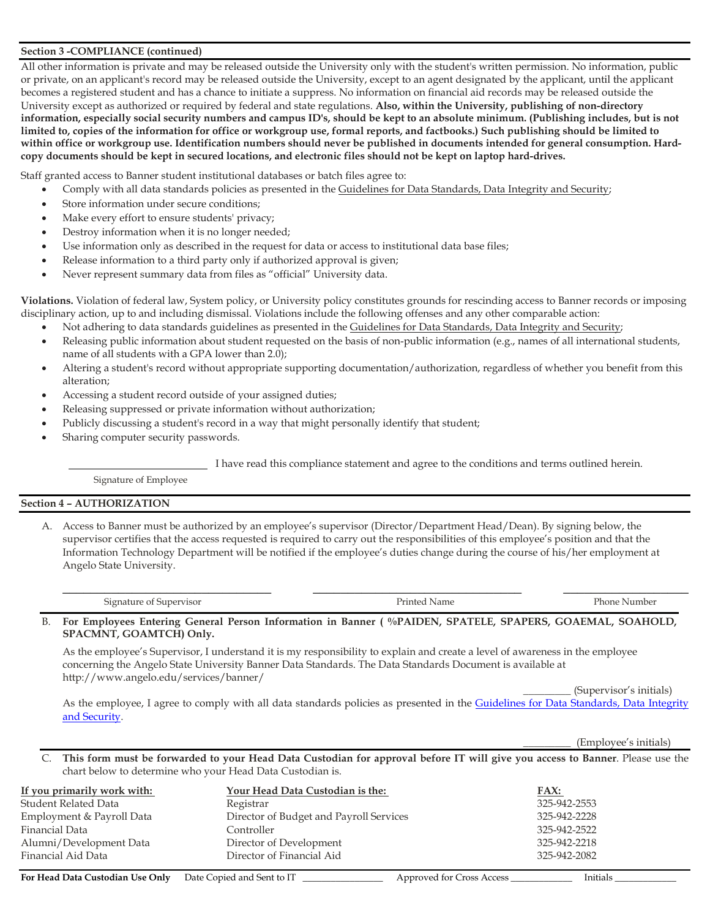**Section 3 -COMPLIANCE (continued)**

All other information is private and may be released outside the University only with the student's written permission. No information, public or private, on an applicant's record may be released outside the University, except to an agent designated by the applicant, until the applicant becomes a registered student and has a chance to initiate a suppress. No information on financial aid records may be released outside the University except as authorized or required by federal and state regulations. **Also, within the University, publishing of non-directory information, especially social security numbers and campus ID's, should be kept to an absolute minimum. (Publishing includes, but is not limited to, copies of the information for office or workgroup use, formal reports, and factbooks.) Such publishing should be limited to within office or workgroup use. Identification numbers should never be published in documents intended for general consumption. Hard-copy documents should be kept in secured locations, and electronic files should not be kept on laptop hard-drives.**

Staff granted access to Banner student institutional databases or batch files agree to:

- Comply with all data standards policies as presented in the Guidelines for Data Standards, Data Integrity and Security;
- Store information under secure conditions;
- Make every effort to ensure students' privacy;
- Destroy information when it is no longer needed;
- Use information only as described in the request for data or access to institutional data base files;
- Release information to a third party only if authorized approval is given;
- Never represent summary data from files as "official" University data.

**Violations.** Violation of federal law, System policy, or University policy constitutes grounds for rescinding access to Banner records or imposing disciplinary action, up to and including dismissal. Violations include the following offenses and any other comparable action:

- Not adhering to data standards guidelines as presented in the Guidelines for Data Standards, Data Integrity and Security;
- Releasing public information about student requested on the basis of non-public information (e.g., names of all international students, name of all students with a GPA lower than 2.0);
- Altering a student's record without appropriate supporting documentation/authorization, regardless of whether you benefit from this alteration;
- Accessing a student record outside of your assigned duties;
- Releasing suppressed or private information without authorization;
- Publicly discussing a student's record in a way that might personally identify that student;
- Sharing computer security passwords.

\_\_\_\_\_\_\_\_\_\_\_\_\_\_\_\_\_\_\_\_\_\_\_\_\_\_ I have read this compliance statement and agree to the conditions and terms outlined herein.

Signature of Employee

**Section 4 – AUTHORIZATION**

A. Access to Banner must be authorized by an employee's supervisor (Director/Department Head/Dean). By signing below, the supervisor certifies that the access requested is required to carry out the responsibilities of this employee's position and that the Information Technology Department will be notified if the employee's duties change during the course of his/her employment at Angelo State University.

| \_\_\_\_\_\_\_\_\_\_\_\_\_\_\_\_\_\_\_\_\_\_\_\_\_\_ | \_\_\_\_\_\_\_\_\_\_\_\_\_\_\_\_\_\_\_\_\_\_\_\_\_\_ | \_\_\_\_\_\_\_\_\_\_\_\_\_\_ |
|---|---|---|
| Signature of Supervisor | Printed Name | Phone Number |

B. **For Employees Entering General Person Information in Banner ( %PAIDEN, SPATELE, SPAPERS, GOAEMAL, SOAHOLD, SPACMNT, GOAMTCH) Only.**

As the employee's Supervisor, I understand it is my responsibility to explain and create a level of awareness in the employee concerning the Angelo State University Banner Data Standards. The Data Standards Document is available at http://www.angelo.edu/services/banner/

\_\_\_\_\_\_\_\_\_ (Supervisor's initials)

As the employee, I agree to comply with all data standards policies as presented in the Guidelines for Data Standards, Data Integrity and Security.

\_\_\_\_\_\_\_\_\_ (Employee's initials)

C. **This form must be forwarded to your Head Data Custodian for approval before IT will give you access to Banner**. Please use the chart below to determine who your Head Data Custodian is.

| If you primarily work with: | Your Head Data Custodian is the: | FAX: |
|---|---|---|
| Student Related Data | Registrar | 325-942-2553 |
| Employment & Payroll Data | Director of Budget and Payroll Services | 325-942-2228 |
| Financial Data | Controller | 325-942-2522 |
| Alumni/Development Data | Director of Development | 325-942-2218 |
| Financial Aid Data | Director of Financial Aid | 325-942-2082 |

**For Head Data Custodian Use Only** Date Copied and Sent to IT \_\_\_\_\_\_\_\_\_\_\_\_\_\_\_\_ Approved for Cross Access \_\_\_\_\_\_\_\_\_\_\_\_\_ Initials \_\_\_\_\_\_\_\_\_\_\_\_\_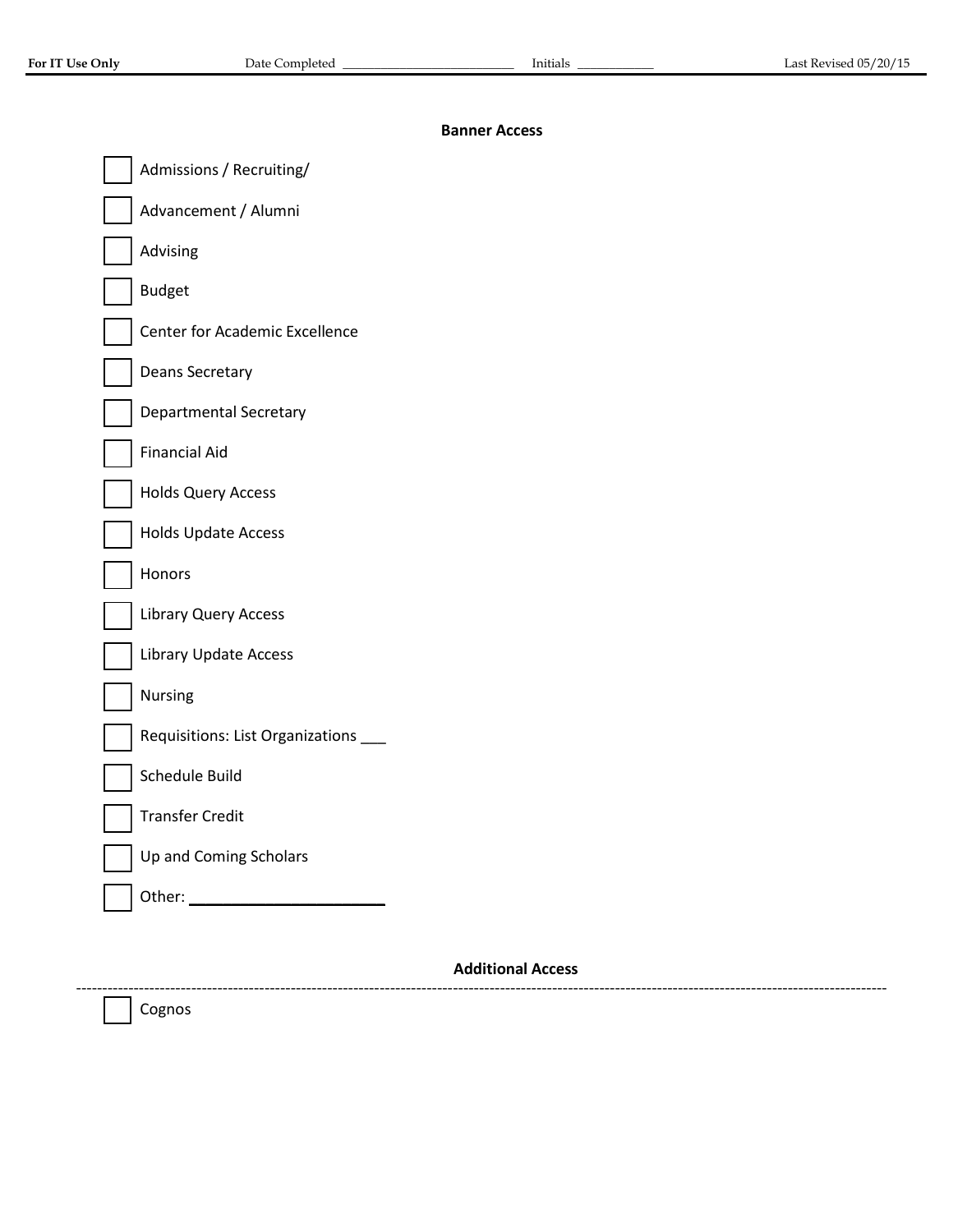**For IT Use Only** Date Completed ______________________ Initials __________ Last Revised 05/20/15

## Banner Access

- [ ] Admissions / Recruiting/
- [ ] Advancement / Alumni
- [ ] Advising
- [ ] Budget
- [ ] Center for Academic Excellence
- [ ] Deans Secretary
- [ ] Departmental Secretary
- [ ] Financial Aid
- [ ] Holds Query Access
- [ ] Holds Update Access
- [ ] Honors
- [ ] Library Query Access
- [ ] Library Update Access
- [ ] Nursing
- [ ] Requisitions: List Organizations ___
- [ ] Schedule Build
- [ ] Transfer Credit
- [ ] Up and Coming Scholars
- [ ] Other: ______________________

## Additional Access

---

- [ ] Cognos